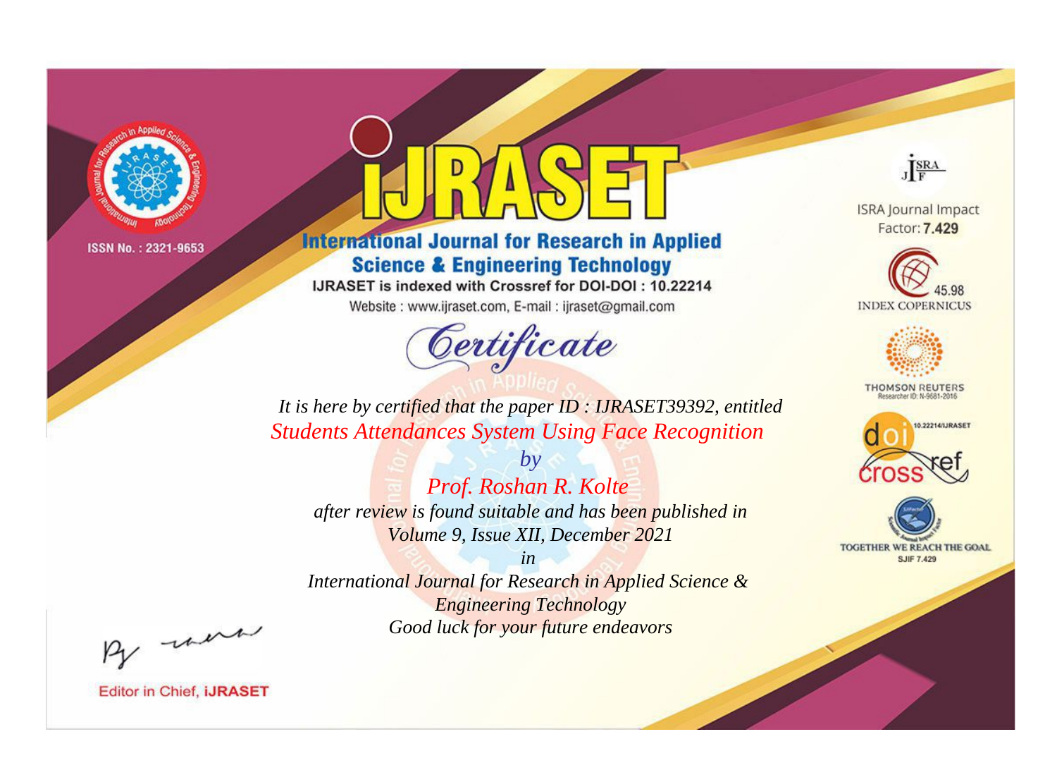ISSN No. : 2321-9653

# IJRASET

## International Journal for Research in Applied Science & Engineering Technology

IJRASET is indexed with Crossref for DOI-DOI : 10.22214

Website : www.ijraset.com, E-mail : ijraset@gmail.com

ISRA Journal Impact Factor: **7.429**

45.98 INDEX COPERNICUS

THOMSON REUTERS Researcher ID: N-9681-2016

10.22214/IJRASET

TOGETHER WE REACH THE GOAL SJIF 7.429

## *Certificate*

*It is here by certified that the paper ID : IJRASET39392, entitled*

*Students Attendances System Using Face Recognition*

*by*

*Prof. Roshan R. Kolte*

*after review is found suitable and has been published in*

*Volume 9, Issue XII, December 2021*

*in*

*International Journal for Research in Applied Science & Engineering Technology*

*Good luck for your future endeavors*

Editor in Chief, **iJRASET**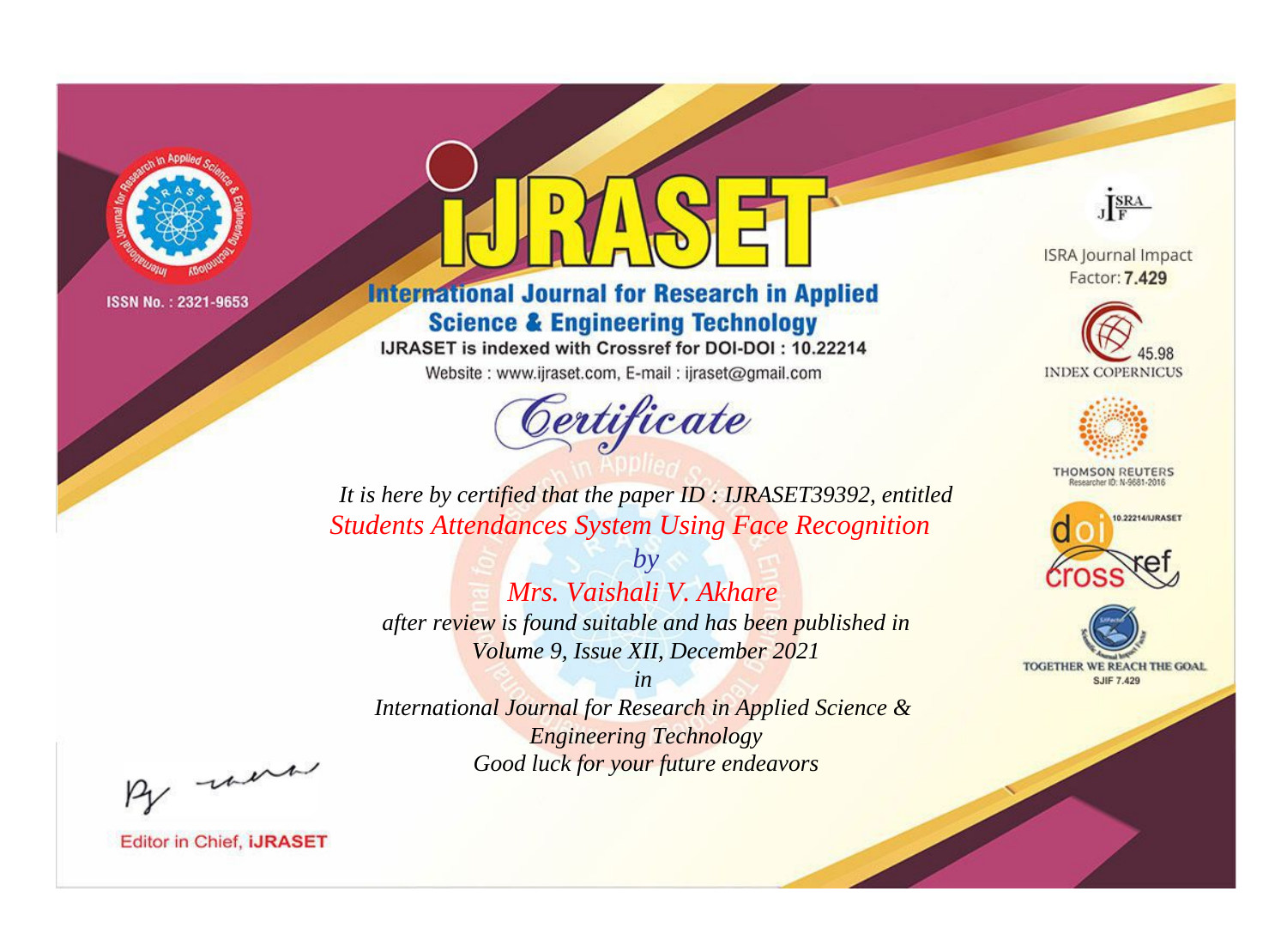ISSN No. : 2321-9653

# iJRASET

## International Journal for Research in Applied Science & Engineering Technology

IJRASET is indexed with Crossref for DOI-DOI : 10.22214

Website : www.ijraset.com, E-mail : ijraset@gmail.com

# *Certificate*

*It is here by certified that the paper ID : IJRASET39392, entitled*

*Students Attendances System Using Face Recognition*

*by*

*Mrs. Vaishali V. Akhare*

*after review is found suitable and has been published in*

*Volume 9, Issue XII, December 2021*

*in*

*International Journal for Research in Applied Science & Engineering Technology*

*Good luck for your future endeavors*

ISRA Journal Impact Factor: **7.429**

45.98 INDEX COPERNICUS

THOMSON REUTERS Researcher ID: N-9681-2016

10.22214/IJRASET

TOGETHER WE REACH THE GOAL SJIF 7.429

Editor in Chief, **iJRASET**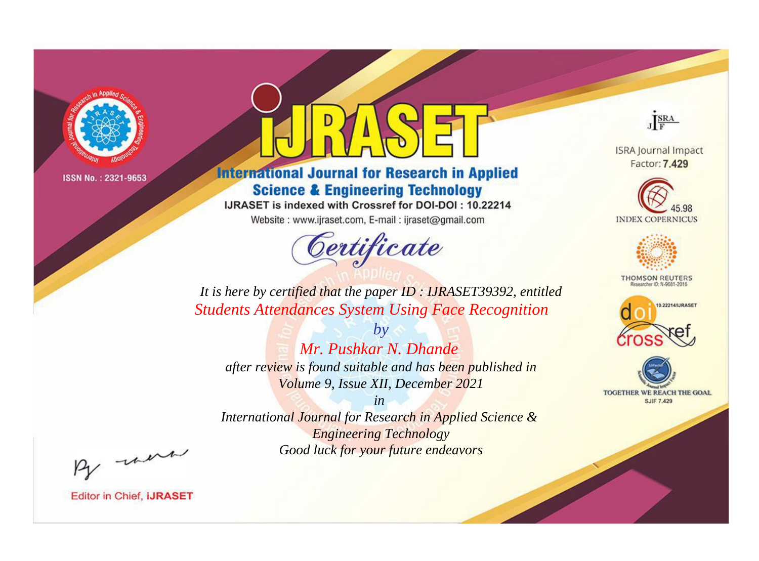ISSN No. : 2321-9653

# iJRASET

## International Journal for Research in Applied Science & Engineering Technology

IJRASET is indexed with Crossref for DOI-DOI : 10.22214

Website : www.ijraset.com, E-mail : ijraset@gmail.com

ISRA Journal Impact Factor: **7.429**

45.98 INDEX COPERNICUS

THOMSON REUTERS Researcher ID: N-9681-2016

10.22214/IJRASET

TOGETHER WE REACH THE GOAL SJIF 7.429

# Certificate

*It is here by certified that the paper ID : IJRASET39392, entitled*

*Students Attendances System Using Face Recognition*

*by*

*Mr. Pushkar N. Dhande*

*after review is found suitable and has been published in*

*Volume 9, Issue XII, December 2021*

*in*

*International Journal for Research in Applied Science & Engineering Technology*

*Good luck for your future endeavors*

Editor in Chief, **iJRASET**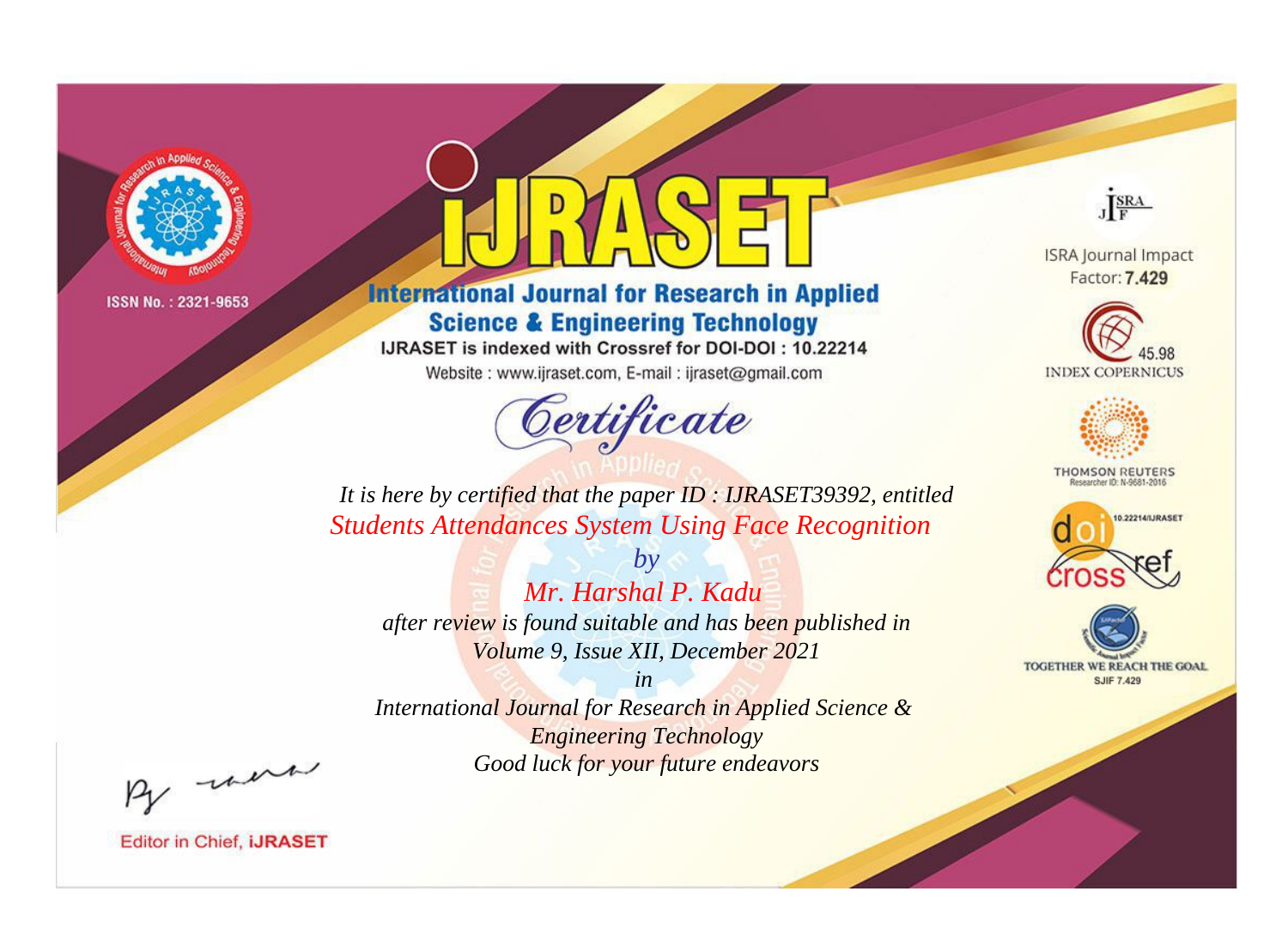ISSN No. : 2321-9653

# iJRASET

## International Journal for Research in Applied Science & Engineering Technology

IJRASET is indexed with Crossref for DOI-DOI : 10.22214

Website : www.ijraset.com, E-mail : ijraset@gmail.com

ISRA Journal Impact Factor: **7.429**

45.98 INDEX COPERNICUS

THOMSON REUTERS Researcher ID: N-9681-2016

10.22214/IJRASET

TOGETHER WE REACH THE GOAL SJIF 7.429

## *Certificate*

*It is here by certified that the paper ID : IJRASET39392, entitled*

*Students Attendances System Using Face Recognition*

*by*

*Mr. Harshal P. Kadu*

*after review is found suitable and has been published in*

*Volume 9, Issue XII, December 2021*

*in*

*International Journal for Research in Applied Science & Engineering Technology*

*Good luck for your future endeavors*

Editor in Chief, **iJRASET**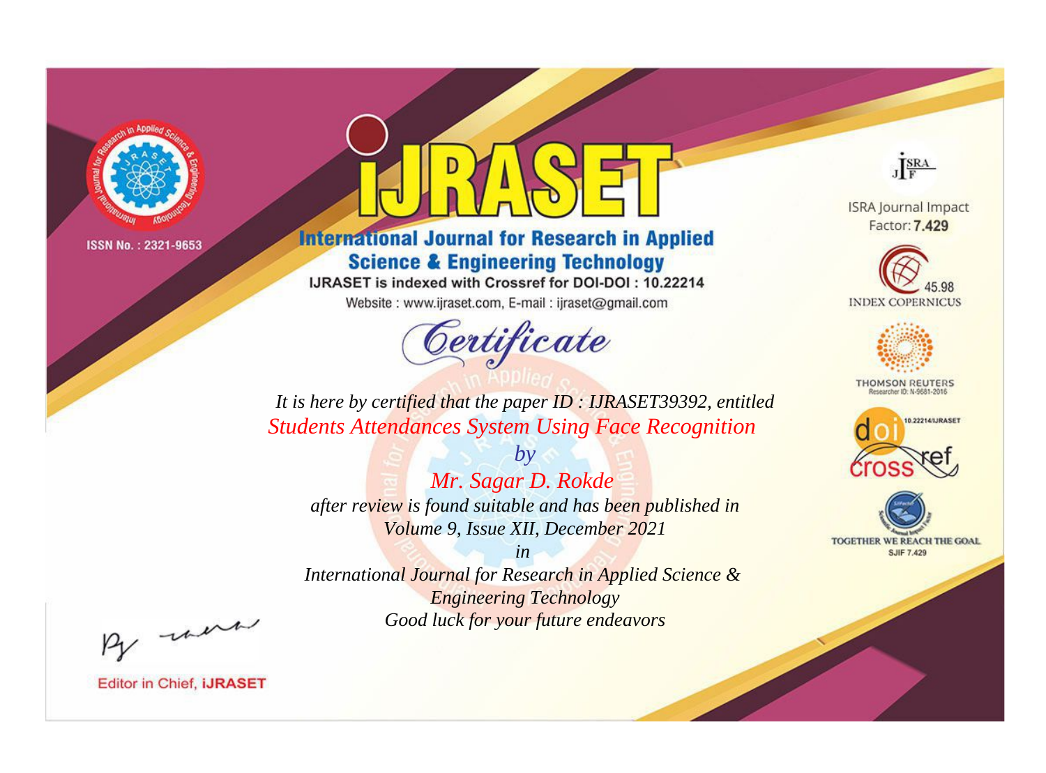ISSN No. : 2321-9653

# iJRASET

## International Journal for Research in Applied Science & Engineering Technology

IJRASET is indexed with Crossref for DOI-DOI : 10.22214

Website : www.ijraset.com, E-mail : ijraset@gmail.com

ISRA Journal Impact Factor: **7.429**

45.98 INDEX COPERNICUS

THOMSON REUTERS Researcher ID: N-9681-2016

10.22214/IJRASET

TOGETHER WE REACH THE GOAL SJIF 7.429

*Certificate*

*It is here by certified that the paper ID : IJRASET39392, entitled*

*Students Attendances System Using Face Recognition*

*by*

*Mr. Sagar D. Rokde*

*after review is found suitable and has been published in*

*Volume 9, Issue XII, December 2021*

*in*

*International Journal for Research in Applied Science & Engineering Technology*

*Good luck for your future endeavors*

Editor in Chief, **iJRASET**